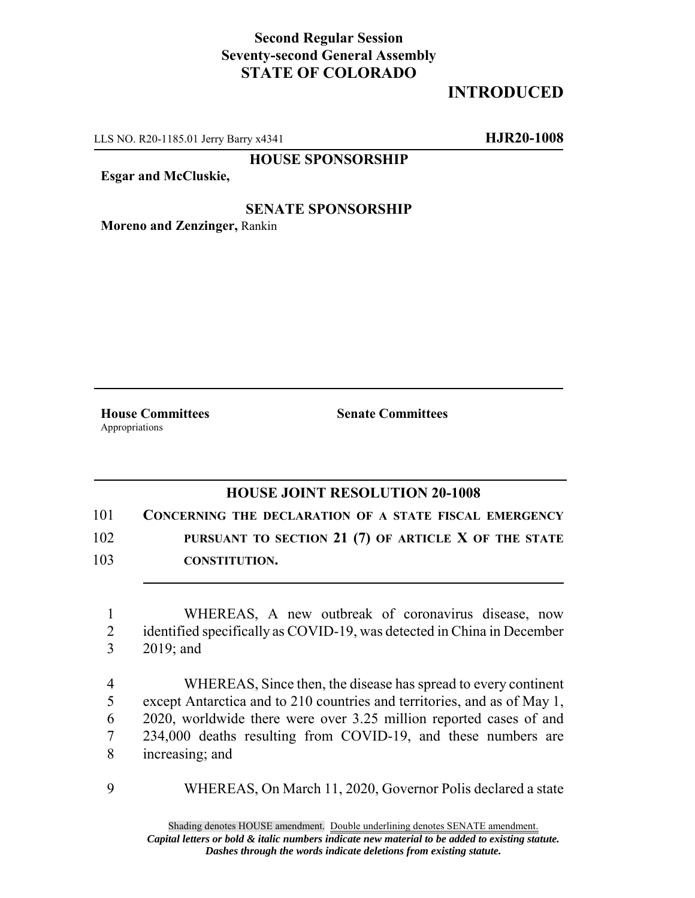**Second Regular Session**
**Seventy-second General Assembly**
**STATE OF COLORADO**

# INTRODUCED

LLS NO. R20-1185.01 Jerry Barry x4341 **HJR20-1008**

**HOUSE SPONSORSHIP**

**Esgar and McCluskie,**

**SENATE SPONSORSHIP**

**Moreno and Zenzinger,** Rankin

**House Committees**
Appropriations

**Senate Committees**

## HOUSE JOINT RESOLUTION 20-1008

101 **CONCERNING THE DECLARATION OF A STATE FISCAL EMERGENCY**
102 **PURSUANT TO SECTION 21 (7) OF ARTICLE X OF THE STATE**
103 **CONSTITUTION.**

1 WHEREAS, A new outbreak of coronavirus disease, now
2 identified specifically as COVID-19, was detected in China in December
3 2019; and

4 WHEREAS, Since then, the disease has spread to every continent
5 except Antarctica and to 210 countries and territories, and as of May 1,
6 2020, worldwide there were over 3.25 million reported cases of and
7 234,000 deaths resulting from COVID-19, and these numbers are
8 increasing; and

9 WHEREAS, On March 11, 2020, Governor Polis declared a state

Shading denotes HOUSE amendment. Double underlining denotes SENATE amendment.
***Capital letters or bold & italic numbers indicate new material to be added to existing statute.***
***Dashes through the words indicate deletions from existing statute.***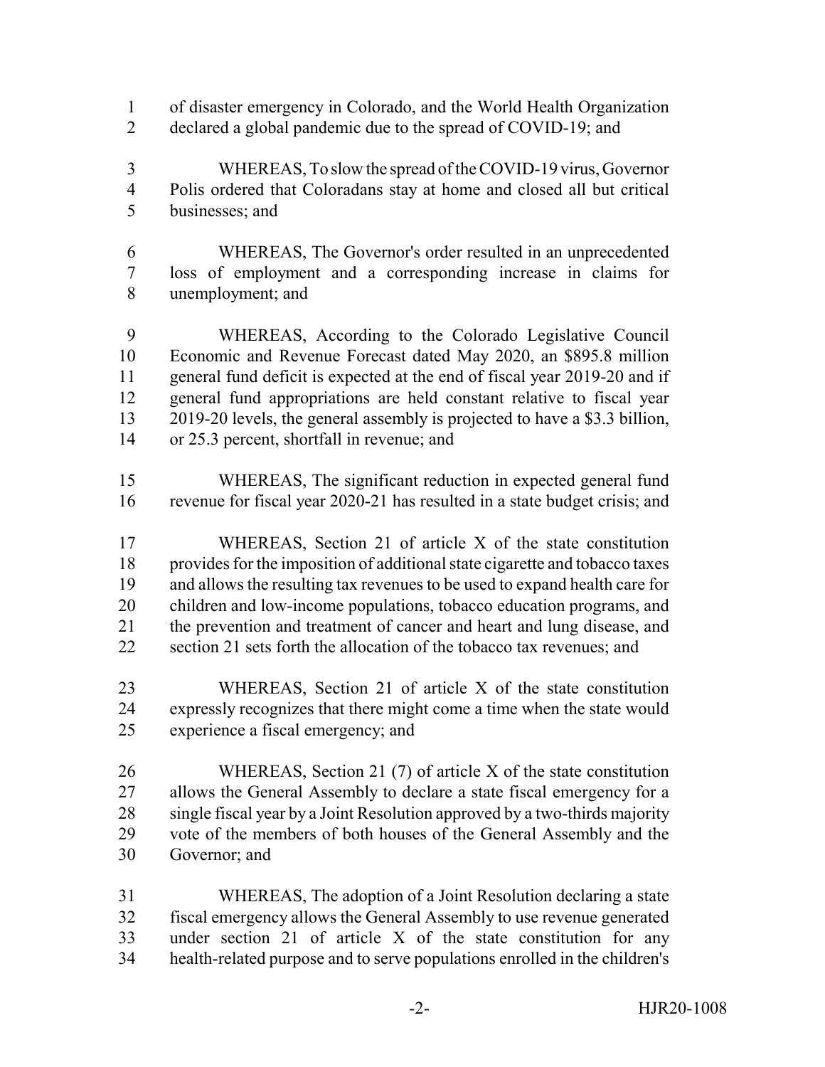of disaster emergency in Colorado, and the World Health Organization declared a global pandemic due to the spread of COVID-19; and

WHEREAS, To slow the spread of the COVID-19 virus, Governor Polis ordered that Coloradans stay at home and closed all but critical businesses; and

WHEREAS, The Governor's order resulted in an unprecedented loss of employment and a corresponding increase in claims for unemployment; and

WHEREAS, According to the Colorado Legislative Council Economic and Revenue Forecast dated May 2020, an $895.8 million general fund deficit is expected at the end of fiscal year 2019-20 and if general fund appropriations are held constant relative to fiscal year 2019-20 levels, the general assembly is projected to have a $3.3 billion, or 25.3 percent, shortfall in revenue; and

WHEREAS, The significant reduction in expected general fund revenue for fiscal year 2020-21 has resulted in a state budget crisis; and

WHEREAS, Section 21 of article X of the state constitution provides for the imposition of additional state cigarette and tobacco taxes and allows the resulting tax revenues to be used to expand health care for children and low-income populations, tobacco education programs, and the prevention and treatment of cancer and heart and lung disease, and section 21 sets forth the allocation of the tobacco tax revenues; and

WHEREAS, Section 21 of article X of the state constitution expressly recognizes that there might come a time when the state would experience a fiscal emergency; and

WHEREAS, Section 21 (7) of article X of the state constitution allows the General Assembly to declare a state fiscal emergency for a single fiscal year by a Joint Resolution approved by a two-thirds majority vote of the members of both houses of the General Assembly and the Governor; and

WHEREAS, The adoption of a Joint Resolution declaring a state fiscal emergency allows the General Assembly to use revenue generated under section 21 of article X of the state constitution for any health-related purpose and to serve populations enrolled in the children's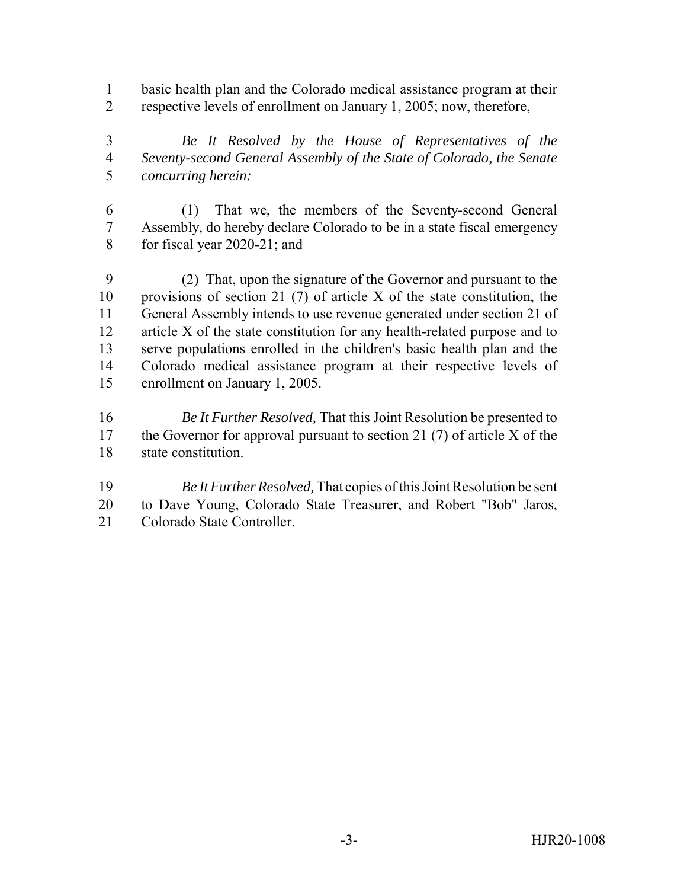basic health plan and the Colorado medical assistance program at their respective levels of enrollment on January 1, 2005; now, therefore,

*Be It Resolved by the House of Representatives of the Seventy-second General Assembly of the State of Colorado, the Senate concurring herein:*

(1) That we, the members of the Seventy-second General Assembly, do hereby declare Colorado to be in a state fiscal emergency for fiscal year 2020-21; and

(2) That, upon the signature of the Governor and pursuant to the provisions of section 21 (7) of article X of the state constitution, the General Assembly intends to use revenue generated under section 21 of article X of the state constitution for any health-related purpose and to serve populations enrolled in the children's basic health plan and the Colorado medical assistance program at their respective levels of enrollment on January 1, 2005.

*Be It Further Resolved,* That this Joint Resolution be presented to the Governor for approval pursuant to section 21 (7) of article X of the state constitution.

*Be It Further Resolved,* That copies of this Joint Resolution be sent to Dave Young, Colorado State Treasurer, and Robert "Bob" Jaros, Colorado State Controller.